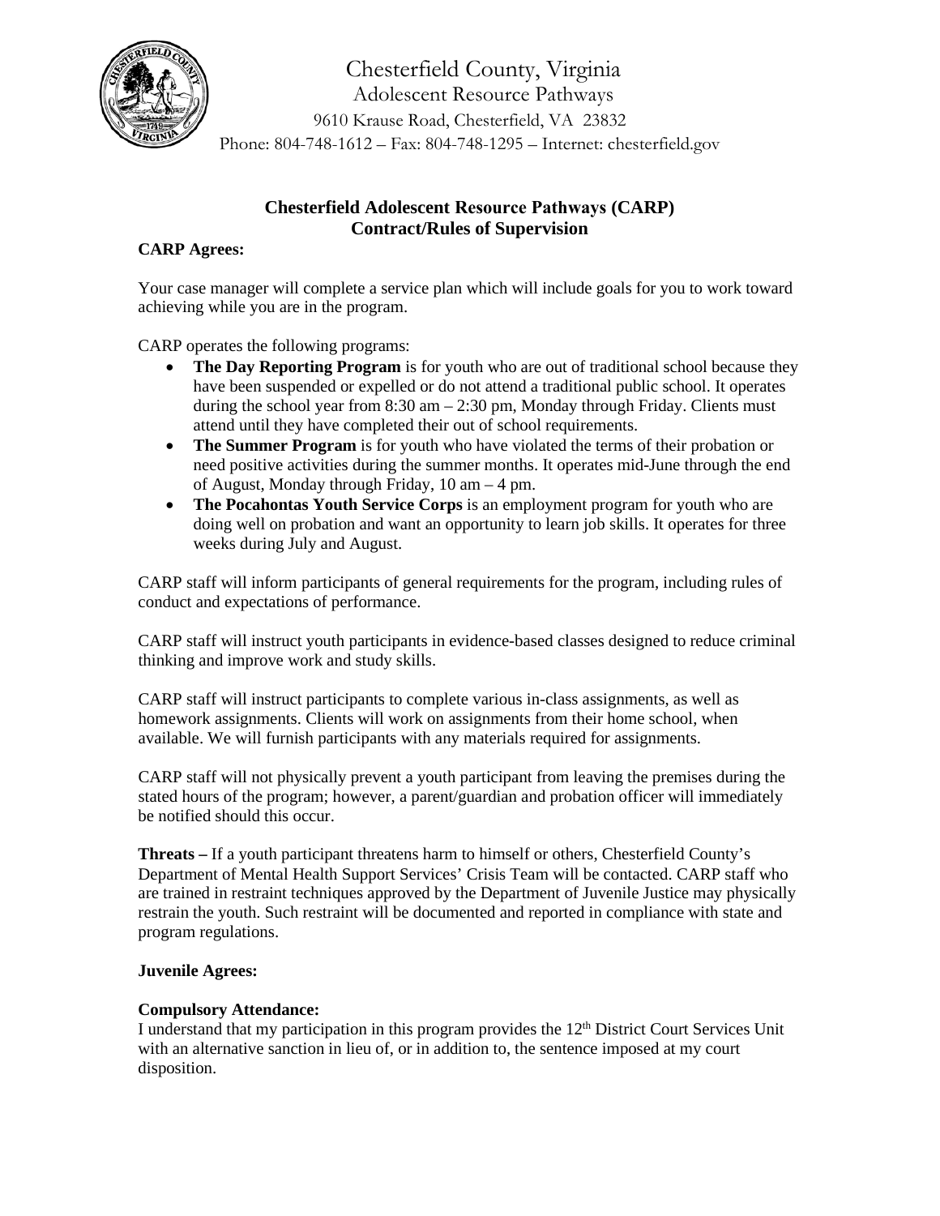Chesterfield County, Virginia
Adolescent Resource Pathways
9610 Krause Road, Chesterfield, VA 23832
Phone: 804-748-1612 – Fax: 804-748-1295 – Internet: chesterfield.gov

## Chesterfield Adolescent Resource Pathways (CARP)
## Contract/Rules of Supervision

**CARP Agrees:**

Your case manager will complete a service plan which will include goals for you to work toward achieving while you are in the program.

CARP operates the following programs:

- **The Day Reporting Program** is for youth who are out of traditional school because they have been suspended or expelled or do not attend a traditional public school. It operates during the school year from 8:30 am – 2:30 pm, Monday through Friday. Clients must attend until they have completed their out of school requirements.
- **The Summer Program** is for youth who have violated the terms of their probation or need positive activities during the summer months. It operates mid-June through the end of August, Monday through Friday, 10 am – 4 pm.
- **The Pocahontas Youth Service Corps** is an employment program for youth who are doing well on probation and want an opportunity to learn job skills. It operates for three weeks during July and August.

CARP staff will inform participants of general requirements for the program, including rules of conduct and expectations of performance.

CARP staff will instruct youth participants in evidence-based classes designed to reduce criminal thinking and improve work and study skills.

CARP staff will instruct participants to complete various in-class assignments, as well as homework assignments. Clients will work on assignments from their home school, when available. We will furnish participants with any materials required for assignments.

CARP staff will not physically prevent a youth participant from leaving the premises during the stated hours of the program; however, a parent/guardian and probation officer will immediately be notified should this occur.

**Threats –** If a youth participant threatens harm to himself or others, Chesterfield County's Department of Mental Health Support Services' Crisis Team will be contacted. CARP staff who are trained in restraint techniques approved by the Department of Juvenile Justice may physically restrain the youth. Such restraint will be documented and reported in compliance with state and program regulations.

**Juvenile Agrees:**

**Compulsory Attendance:**
I understand that my participation in this program provides the 12th District Court Services Unit with an alternative sanction in lieu of, or in addition to, the sentence imposed at my court disposition.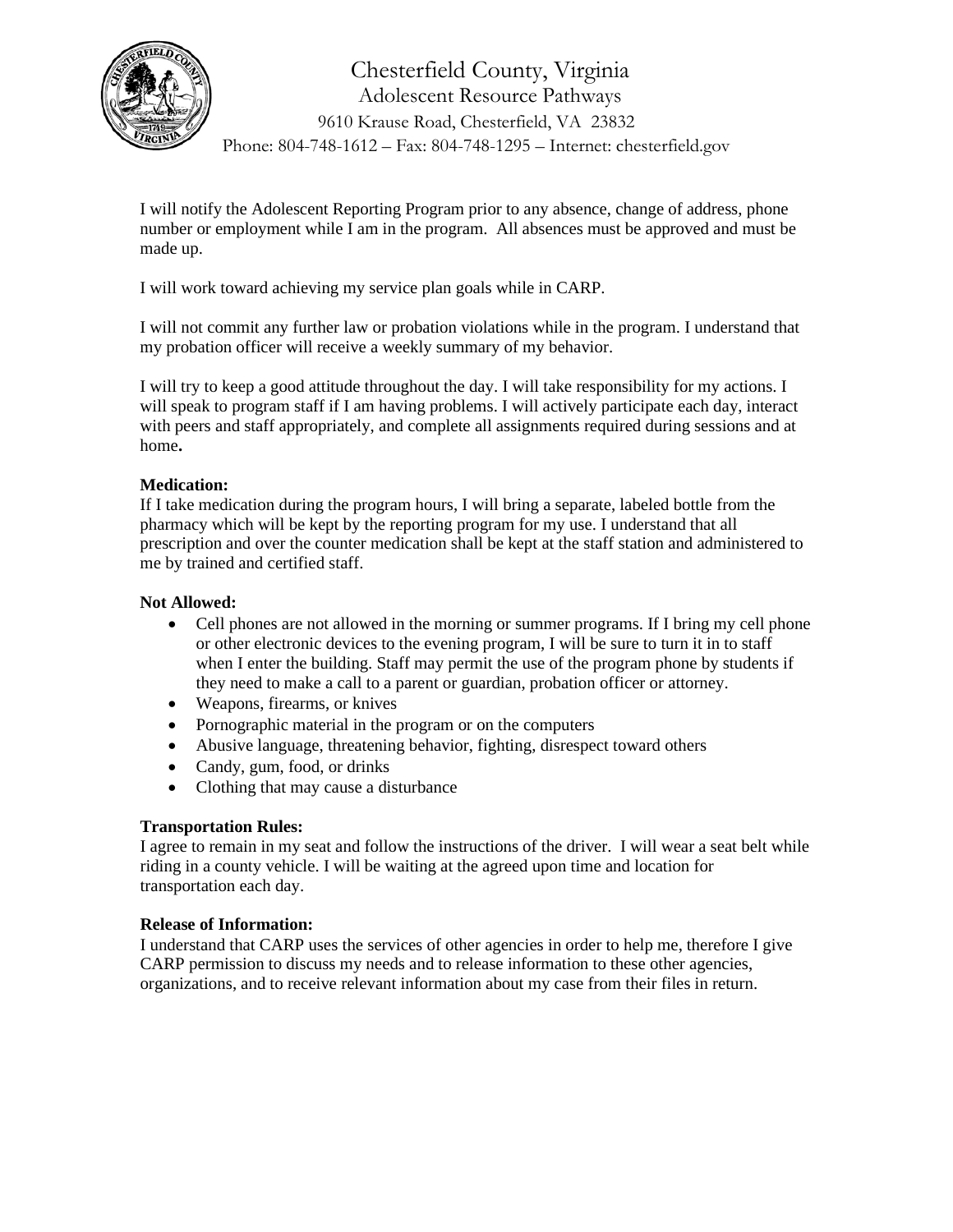Chesterfield County, Virginia
Adolescent Resource Pathways
9610 Krause Road, Chesterfield, VA 23832
Phone: 804-748-1612 – Fax: 804-748-1295 – Internet: chesterfield.gov

I will notify the Adolescent Reporting Program prior to any absence, change of address, phone number or employment while I am in the program. All absences must be approved and must be made up.

I will work toward achieving my service plan goals while in CARP.

I will not commit any further law or probation violations while in the program. I understand that my probation officer will receive a weekly summary of my behavior.

I will try to keep a good attitude throughout the day. I will take responsibility for my actions. I will speak to program staff if I am having problems. I will actively participate each day, interact with peers and staff appropriately, and complete all assignments required during sessions and at home**.**

**Medication:**
If I take medication during the program hours, I will bring a separate, labeled bottle from the pharmacy which will be kept by the reporting program for my use. I understand that all prescription and over the counter medication shall be kept at the staff station and administered to me by trained and certified staff.

**Not Allowed:**

- Cell phones are not allowed in the morning or summer programs. If I bring my cell phone or other electronic devices to the evening program, I will be sure to turn it in to staff when I enter the building. Staff may permit the use of the program phone by students if they need to make a call to a parent or guardian, probation officer or attorney.
- Weapons, firearms, or knives
- Pornographic material in the program or on the computers
- Abusive language, threatening behavior, fighting, disrespect toward others
- Candy, gum, food, or drinks
- Clothing that may cause a disturbance

**Transportation Rules:**
I agree to remain in my seat and follow the instructions of the driver. I will wear a seat belt while riding in a county vehicle. I will be waiting at the agreed upon time and location for transportation each day.

**Release of Information:**
I understand that CARP uses the services of other agencies in order to help me, therefore I give CARP permission to discuss my needs and to release information to these other agencies, organizations, and to receive relevant information about my case from their files in return.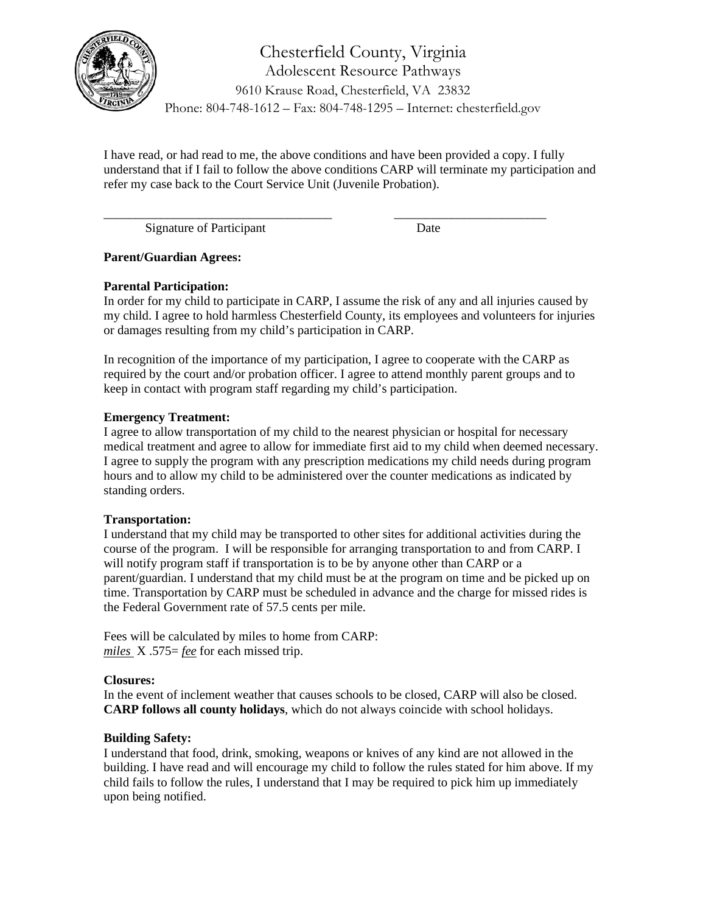# Chesterfield County, Virginia

Adolescent Resource Pathways

9610 Krause Road, Chesterfield, VA 23832

Phone: 804-748-1612 – Fax: 804-748-1295 – Internet: chesterfield.gov

I have read, or had read to me, the above conditions and have been provided a copy. I fully understand that if I fail to follow the above conditions CARP will terminate my participation and refer my case back to the Court Service Unit (Juvenile Probation).

___________________________________ ________________________

Signature of Participant Date

**Parent/Guardian Agrees:**

**Parental Participation:**

In order for my child to participate in CARP, I assume the risk of any and all injuries caused by my child. I agree to hold harmless Chesterfield County, its employees and volunteers for injuries or damages resulting from my child's participation in CARP.

In recognition of the importance of my participation, I agree to cooperate with the CARP as required by the court and/or probation officer. I agree to attend monthly parent groups and to keep in contact with program staff regarding my child's participation.

**Emergency Treatment:**

I agree to allow transportation of my child to the nearest physician or hospital for necessary medical treatment and agree to allow for immediate first aid to my child when deemed necessary. I agree to supply the program with any prescription medications my child needs during program hours and to allow my child to be administered over the counter medications as indicated by standing orders.

**Transportation:**

I understand that my child may be transported to other sites for additional activities during the course of the program. I will be responsible for arranging transportation to and from CARP. I will notify program staff if transportation is to be by anyone other than CARP or a parent/guardian. I understand that my child must be at the program on time and be picked up on time. Transportation by CARP must be scheduled in advance and the charge for missed rides is the Federal Government rate of 57.5 cents per mile.

Fees will be calculated by miles to home from CARP:
*miles* X .575= *fee* for each missed trip.

**Closures:**

In the event of inclement weather that causes schools to be closed, CARP will also be closed. **CARP follows all county holidays**, which do not always coincide with school holidays.

**Building Safety:**

I understand that food, drink, smoking, weapons or knives of any kind are not allowed in the building. I have read and will encourage my child to follow the rules stated for him above. If my child fails to follow the rules, I understand that I may be required to pick him up immediately upon being notified.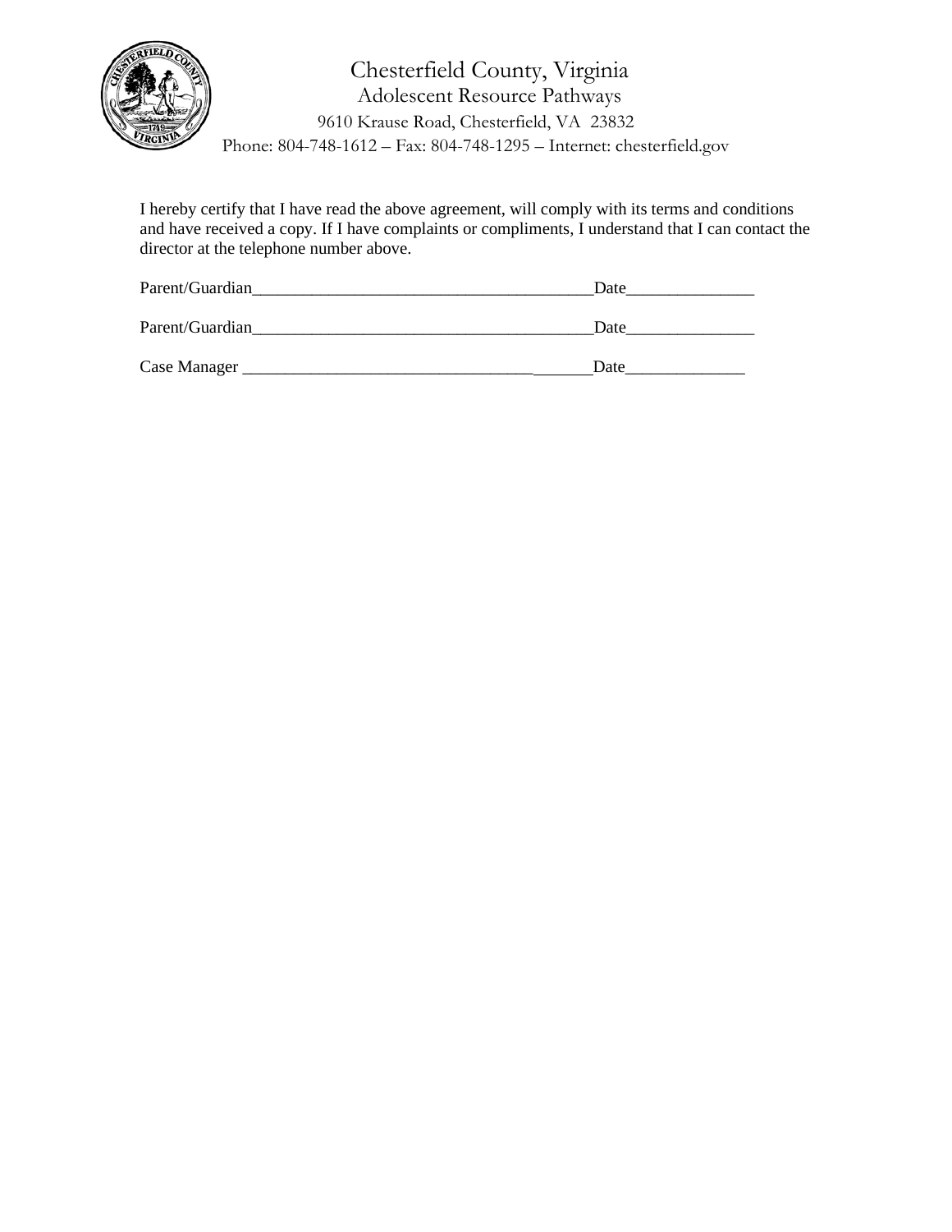Chesterfield County, Virginia
Adolescent Resource Pathways
9610 Krause Road, Chesterfield, VA 23832
Phone: 804-748-1612 – Fax: 804-748-1295 – Internet: chesterfield.gov

I hereby certify that I have read the above agreement, will comply with its terms and conditions and have received a copy. If I have complaints or compliments, I understand that I can contact the director at the telephone number above.

Parent/Guardian_________________________________________Date_______________

Parent/Guardian_________________________________________Date_______________

Case Manager ___________________________________________Date______________